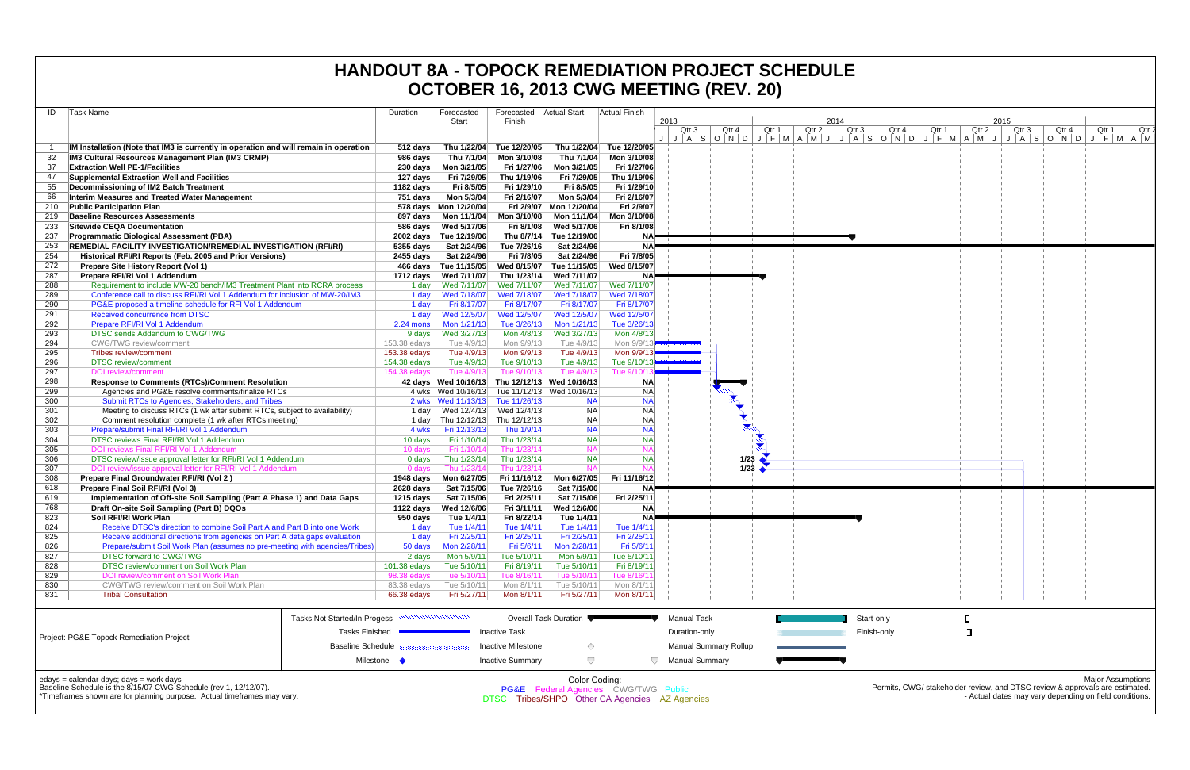# HANDOUT 8A - TOPOCK REMEDIATION PROJECT SCHEDULE
# OCTOBER 16, 2013 CWG MEETING (REV. 20)

| ID | Task Name | Duration | Forecasted Start | Forecasted Finish | Actual Start | Actual Finish |
|---|---|---|---|---|---|---|
| 1 | **IM Installation (Note that IM3 is currently in operation and will remain in operation** | **512 days** | **Thu 1/22/04** | **Tue 12/20/05** | **Thu 1/22/04** | **Tue 12/20/05** |
| 32 | **IM3 Cultural Resources Management Plan (IM3 CRMP)** | **986 days** | **Thu 7/1/04** | **Mon 3/10/08** | **Thu 7/1/04** | **Mon 3/10/08** |
| 37 | **Extraction Well PE-1/Facilities** | **230 days** | **Mon 3/21/05** | **Fri 1/27/06** | **Mon 3/21/05** | **Fri 1/27/06** |
| 47 | **Supplemental Extraction Well and Facilities** | **127 days** | **Fri 7/29/05** | **Thu 1/19/06** | **Fri 7/29/05** | **Thu 1/19/06** |
| 55 | **Decommissioning of IM2 Batch Treatment** | **1182 days** | **Fri 8/5/05** | **Fri 1/29/10** | **Fri 8/5/05** | **Fri 1/29/10** |
| 66 | **Interim Measures and Treated Water Management** | **751 days** | **Mon 5/3/04** | **Fri 2/16/07** | **Mon 5/3/04** | **Fri 2/16/07** |
| 210 | **Public Participation Plan** | **578 days** | **Mon 12/20/04** | **Fri 2/9/07** | **Mon 12/20/04** | **Fri 2/9/07** |
| 219 | **Baseline Resources Assessments** | **897 days** | **Mon 11/1/04** | **Mon 3/10/08** | **Mon 11/1/04** | **Mon 3/10/08** |
| 233 | **Sitewide CEQA Documentation** | **586 days** | **Wed 5/17/06** | **Fri 8/1/08** | **Wed 5/17/06** | **Fri 8/1/08** |
| 237 | **Programmatic Biological Assessment (PBA)** | **2002 days** | **Tue 12/19/06** | **Thu 8/7/14** | **Tue 12/19/06** | **NA** |
| 253 | **REMEDIAL FACILITY INVESTIGATION/REMEDIAL INVESTIGATION (RFI/RI)** | **5355 days** | **Sat 2/24/96** | **Tue 7/26/16** | **Sat 2/24/96** | **NA** |
| 254 | **Historical RFI/RI Reports (Feb. 2005 and Prior Versions)** | **2455 days** | **Sat 2/24/96** | **Fri 7/8/05** | **Sat 2/24/96** | **Fri 7/8/05** |
| 272 | **Prepare Site History Report (Vol 1)** | **466 days** | **Tue 11/15/05** | **Wed 8/15/07** | **Tue 11/15/05** | **Wed 8/15/07** |
| 287 | **Prepare RFI/RI Vol 1 Addendum** | **1712 days** | **Wed 7/11/07** | **Thu 1/23/14** | **Wed 7/11/07** | **NA** |
| 288 | Requirement to include MW-20 bench/IM3 Treatment Plant into RCRA process | 1 day | Wed 7/11/07 | Wed 7/11/07 | Wed 7/11/07 | Wed 7/11/07 |
| 289 | Conference call to discuss RFI/RI Vol 1 Addendum for inclusion of MW-20/IM3 | 1 day | Wed 7/18/07 | Wed 7/18/07 | Wed 7/18/07 | Wed 7/18/07 |
| 290 | PG&E proposed a timeline schedule for RFI Vol 1 Addendum | 1 day | Fri 8/17/07 | Fri 8/17/07 | Fri 8/17/07 | Fri 8/17/07 |
| 291 | Received concurrence from DTSC | 1 day | Wed 12/5/07 | Wed 12/5/07 | Wed 12/5/07 | Wed 12/5/07 |
| 292 | Prepare RFI/RI Vol 1 Addendum | 2.24 mons | Mon 1/21/13 | Tue 3/26/13 | Mon 1/21/13 | Tue 3/26/13 |
| 293 | DTSC sends Addendum to CWG/TWG | 9 days | Wed 3/27/13 | Mon 4/8/13 | Wed 3/27/13 | Mon 4/8/13 |
| 294 | CWG/TWG review/comment | 153.38 edays | Tue 4/9/13 | Mon 9/9/13 | Tue 4/9/13 | Mon 9/9/13 |
| 295 | Tribes review/comment | 153.38 edays | Tue 4/9/13 | Mon 9/9/13 | Tue 4/9/13 | Mon 9/9/13 |
| 296 | DTSC review/comment | 154.38 edays | Tue 4/9/13 | Tue 9/10/13 | Tue 4/9/13 | Tue 9/10/13 |
| 297 | DOI review/comment | 154.38 edays | Tue 4/9/13 | Tue 9/10/13 | Tue 4/9/13 | Tue 9/10/13 |
| 298 | **Response to Comments (RTCs)/Comment Resolution** | **42 days** | **Wed 10/16/13** | **Thu 12/12/13** | **Wed 10/16/13** | **NA** |
| 299 | Agencies and PG&E resolve comments/finalize RTCs | 4 wks | Wed 10/16/13 | Tue 11/12/13 | Wed 10/16/13 | NA |
| 300 | Submit RTCs to Agencies, Stakeholders, and Tribes | 2 wks | Wed 11/13/13 | Tue 11/26/13 | NA | NA |
| 301 | Meeting to discuss RTCs (1 wk after submit RTCs, subject to availability) | 1 day | Wed 12/4/13 | Wed 12/4/13 | NA | NA |
| 302 | Comment resolution complete (1 wk after RTCs meeting) | 1 day | Thu 12/12/13 | Thu 12/12/13 | NA | NA |
| 303 | Prepare/submit Final RFI/RI Vol 1 Addendum | 4 wks | Fri 12/13/13 | Thu 1/9/14 | NA | NA |
| 304 | DTSC reviews Final RFI/RI Vol 1 Addendum | 10 days | Fri 1/10/14 | Thu 1/23/14 | NA | NA |
| 305 | DOI reviews Final RFI/RI Vol 1 Addendum | 10 days | Fri 1/10/14 | Thu 1/23/14 | NA | NA |
| 306 | DTSC review/issue approval letter for RFI/RI Vol 1 Addendum | 0 days | Thu 1/23/14 | Thu 1/23/14 | NA | NA |
| 307 | DOI review/issue approval letter for RFI/RI Vol 1 Addendum | 0 days | Thu 1/23/14 | Thu 1/23/14 | NA | NA |
| 308 | **Prepare Final Groundwater RFI/RI (Vol 2 )** | **1948 days** | **Mon 6/27/05** | **Fri 11/16/12** | **Mon 6/27/05** | **Fri 11/16/12** |
| 309 | **Prepare Final Soil RFI/RI (Vol 3)** | **2628 days** | **Sat 7/15/06** | **Tue 7/26/16** | **Sat 7/15/06** | **NA** |
| 619 | **Implementation of Off-site Soil Sampling (Part A Phase 1) and Data Gaps** | **1215 days** | **Sat 7/15/06** | **Fri 2/25/11** | **Sat 7/15/06** | **Fri 2/25/11** |
| 768 | **Draft On-site Soil Sampling (Part B) DQOs** | **1122 days** | **Wed 12/6/06** | **Fri 3/11/11** | **Wed 12/6/06** | **NA** |
| 823 | **Soil RFI/RI Work Plan** | **950 days** | **Tue 1/4/11** | **Fri 8/22/14** | **Tue 1/4/11** | **NA** |
| 824 | Receive DTSC's direction to combine Soil Part A and Part B into one Work | 1 day | Tue 1/4/11 | Tue 1/4/11 | Tue 1/4/11 | Tue 1/4/11 |
| 825 | Receive additional directions from agencies on Part A data gaps evaluation | 1 day | Fri 2/25/11 | Fri 2/25/11 | Fri 2/25/11 | Fri 2/25/11 |
| 826 | Prepare/submit Soil Work Plan (assumes no pre-meeting with agencies/Tribes) | 50 days | Mon 2/28/11 | Fri 5/6/11 | Mon 2/28/11 | Fri 5/6/11 |
| 827 | DTSC forward to CWG/TWG | 2 days | Mon 5/9/11 | Tue 5/10/11 | Mon 5/9/11 | Tue 5/10/11 |
| 828 | DTSC review/comment on Soil Work Plan | 101.38 edays | Tue 5/10/11 | Fri 8/19/11 | Tue 5/10/11 | Fri 8/19/11 |
| 829 | DOI review/comment on Soil Work Plan | 98.38 edays | Tue 5/10/11 | Tue 8/16/11 | Tue 5/10/11 | Tue 8/16/11 |
| 830 | CWG/TWG review/comment on Soil Work Plan | 83.38 edays | Tue 5/10/11 | Mon 8/1/11 | Tue 5/10/11 | Mon 8/1/11 |
| 831 | Tribal Consultation | 66.38 edays | Fri 5/27/11 | Mon 8/1/11 | Fri 5/27/11 | Mon 8/1/11 |

Gantt chart timeline: 2013 (Qtr 3, Qtr 4), 2014 (Qtr 1–Qtr 4), 2015 (Qtr 1–Qtr 4), 2016 (Qtr 1, Qtr 2). Milestones: 1/23 (ID 306), 1/23 (ID 307).

Project: PG&E Topock Remediation Project

Legend: Tasks Not Started/In Progess; Tasks Finished; Baseline Schedule; Milestone; Overall Task Duration; Inactive Task; Inactive Milestone; Inactive Summary; Manual Task; Duration-only; Manual Summary Rollup; Manual Summary; Start-only; Finish-only

edays = calendar days; days = work days
Baseline Schedule is the 8/15/07 CWG Schedule (rev 1, 12/12/07).
*Timeframes shown are for planning purpose. Actual timeframes may vary.

Color Coding:
PG&E Federal Agencies CWG/TWG Public
DTSC Tribes/SHPO Other CA Agencies AZ Agencies

Major Assumptions
- Permits, CWG/ stakeholder review, and DTSC review & approvals are estimated.
- Actual dates may vary depending on field conditions.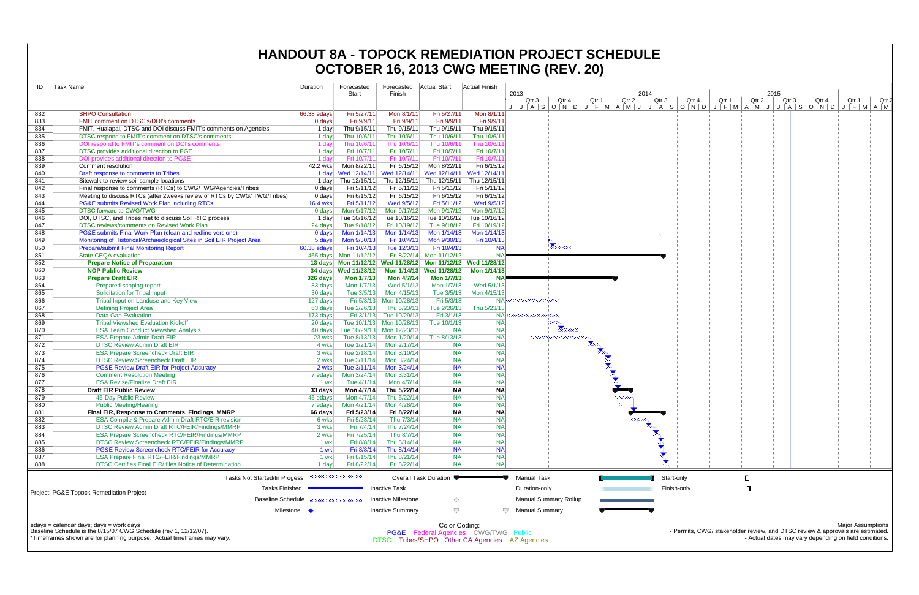# HANDOUT 8A - TOPOCK REMEDIATION PROJECT SCHEDULE
# OCTOBER 16, 2013 CWG MEETING (REV. 20)

| ID | Task Name | Duration | Forecasted Start | Forecasted Finish | Actual Start | Actual Finish |
|---|---|---|---|---|---|---|
| 832 | SHPO Consultation | 66.38 edays | Fri 5/27/11 | Mon 8/1/11 | Fri 5/27/11 | Mon 8/1/11 |
| 833 | FMIT comment on DTSC's/DOI's comments | 0 days | Fri 9/9/11 | Fri 9/9/11 | Fri 9/9/11 | Fri 9/9/11 |
| 834 | FMIT, Hualapai, DTSC and DOI discuss FMIT's comments on Agencies' | 1 day | Thu 9/15/11 | Thu 9/15/11 | Thu 9/15/11 | Thu 9/15/11 |
| 835 | DTSC respond to FMIT's comment on DTSC's comments | 1 day | Thu 10/6/11 | Thu 10/6/11 | Thu 10/6/11 | Thu 10/6/11 |
| 836 | DOI respond to FMIT's comment on DOI's comments | 1 day | Thu 10/6/11 | Thu 10/6/11 | Thu 10/6/11 | Thu 10/6/11 |
| 837 | DTSC provides additional direction to PGE | 1 day | Fri 10/7/11 | Fri 10/7/11 | Fri 10/7/11 | Fri 10/7/11 |
| 838 | DOI provides additional direction to PG&E | 1 day | Fri 10/7/11 | Fri 10/7/11 | Fri 10/7/11 | Fri 10/7/11 |
| 839 | Comment resolution | 42.2 wks | Mon 8/22/11 | Fri 6/15/12 | Mon 8/22/11 | Fri 6/15/12 |
| 840 | Draft response to comments to Tribes | 1 day | Wed 12/14/11 | Wed 12/14/11 | Wed 12/14/11 | Wed 12/14/11 |
| 841 | Sitewalk to review soil sample locations | 1 day | Thu 12/15/11 | Thu 12/15/11 | Thu 12/15/11 | Thu 12/15/11 |
| 842 | Final response to comments (RTCs) to CWG/TWG/Agencies/Tribes | 0 days | Fri 5/11/12 | Fri 5/11/12 | Fri 5/11/12 | Fri 5/11/12 |
| 843 | Meeting to discuss RTCs (after 2weeks review of RTCs by CWG/ TWG/Tribes) | 0 days | Fri 6/15/12 | Fri 6/15/12 | Fri 6/15/12 | Fri 6/15/12 |
| 844 | PG&E submits Revised Work Plan including RTCs | 16.4 wks | Fri 5/11/12 | Wed 9/5/12 | Fri 5/11/12 | Wed 9/5/12 |
| 845 | DTSC forward to CWG/TWG | 0 days | Mon 9/17/12 | Mon 9/17/12 | Mon 9/17/12 | Mon 9/17/12 |
| 846 | DOI, DTSC, and Tribes met to discuss Soil RTC process | 1 day | Tue 10/16/12 | Tue 10/16/12 | Tue 10/16/12 | Tue 10/16/12 |
| 847 | DTSC reviews/comments on Revised Work Plan | 24 days | Tue 9/18/12 | Fri 10/19/12 | Tue 9/18/12 | Fri 10/19/12 |
| 848 | PG&E submits Final Work Plan (clean and redline versions) | 0 days | Mon 1/14/13 | Mon 1/14/13 | Mon 1/14/13 | Mon 1/14/13 |
| 849 | Monitoring of Historical/Archaeological Sites in Soil EIR Project Area | 5 days | Mon 9/30/13 | Fri 10/4/13 | Mon 9/30/13 | Fri 10/4/13 |
| 850 | Prepare/submit Final Monitoring Report | 60.38 edays | Fri 10/4/13 | Tue 12/3/13 | Fri 10/4/13 | NA |
| 851 | State CEQA evaluation | 465 days | Mon 11/12/12 | Fri 8/22/14 | Mon 11/12/12 | NA |
| 852 | **Prepare Notice of Preparation** | **13 days** | **Mon 11/12/12** | **Wed 11/28/12** | **Mon 11/12/12** | **Wed 11/28/12** |
| 860 | **NOP Public Review** | **34 days** | **Wed 11/28/12** | **Mon 1/14/13** | **Wed 11/28/12** | **Mon 1/14/13** |
| 863 | **Prepare Draft EIR** | **326 days** | **Mon 1/7/13** | **Mon 4/7/14** | **Mon 1/7/13** | **NA** |
| 864 | Prepared scoping report | 83 days | Mon 1/7/13 | Wed 5/1/13 | Mon 1/7/13 | Wed 5/1/13 |
| 865 | Solicitation for Tribal Input | 30 days | Tue 3/5/13 | Mon 4/15/13 | Tue 3/5/13 | Mon 4/15/13 |
| 866 | Tribal Input on Landuse and Key View | 127 days | Fri 5/3/13 | Mon 10/28/13 | Fri 5/3/13 | NA |
| 867 | Defining Project Area | 63 days | Tue 2/26/13 | Thu 5/23/13 | Tue 2/26/13 | Thu 5/23/13 |
| 868 | Data Gap Evaluation | 173 days | Fri 3/1/13 | Tue 10/29/13 | Fri 3/1/13 | NA |
| 869 | Tribal Viewshed Evaluation Kickoff | 20 days | Tue 10/1/13 | Mon 10/28/13 | Tue 10/1/13 | NA |
| 870 | ESA Team Conduct Viewshed Analysis | 40 days | Tue 10/29/13 | Mon 12/23/13 | NA | NA |
| 871 | ESA Prepare Admin Draft EIR | 23 wks | Tue 8/13/13 | Mon 1/20/14 | Tue 8/13/13 | NA |
| 872 | DTSC Review Admin Draft EIR | 4 wks | Tue 1/21/14 | Mon 2/17/14 | NA | NA |
| 873 | ESA Prepare Screencheck Draft EIR | 3 wks | Tue 2/18/14 | Mon 3/10/14 | NA | NA |
| 874 | DTSC Review Screencheck Draft EIR | 2 wks | Tue 3/11/14 | Mon 3/24/14 | NA | NA |
| 875 | PG&E Review Draft EIR for Project Accuracy | 2 wks | Tue 3/11/14 | Mon 3/24/14 | NA | NA |
| 876 | Comment Resolution Meeting | 7 edays | Mon 3/24/14 | Mon 3/31/14 | NA | NA |
| 877 | ESA Revise/Finalize Draft EIR | 1 wk | Tue 4/1/14 | Mon 4/7/14 | NA | NA |
| 878 | **Draft EIR Public Review** | **33 days** | **Mon 4/7/14** | **Thu 5/22/14** | **NA** | **NA** |
| 879 | 45-Day Public Review | 45 edays | Mon 4/7/14 | Thu 5/22/14 | NA | NA |
| 880 | Public Meeting/Hearing | 7 edays | Mon 4/21/14 | Mon 4/28/14 | NA | NA |
| 881 | **Final EIR, Response to Comments, Findings, MMRP** | **66 days** | **Fri 5/23/14** | **Fri 8/22/14** | **NA** | **NA** |
| 882 | ESA Compile & Prepare Admin Draft RTC/EIR revision | 6 wks | Fri 5/23/14 | Thu 7/3/14 | NA | NA |
| 883 | DTSC Review Admin Draft RTC/FEIR/Findings/MMRP | 3 wks | Fri 7/4/14 | Thu 7/24/14 | NA | NA |
| 884 | ESA Prepare Screencheck RTC/FEIR/Findings/MMRP | 2 wks | Fri 7/25/14 | Thu 8/7/14 | NA | NA |
| 885 | DTSC Review Screencheck RTC/FEIR/Findings/MMRP | 1 wk | Fri 8/8/14 | Thu 8/14/14 | NA | NA |
| 886 | PG&E Review Screencheck RTC/FEIR for Accuracy | 1 wk | Fri 8/8/14 | Thu 8/14/14 | NA | NA |
| 887 | ESA Prepare Final RTC/FEIR/Findings/MMRP | 1 wk | Fri 8/15/14 | Thu 8/21/14 | NA | NA |
| 888 | DTSC Certifies Final EIR/ files Notice of Determination | 1 day | Fri 8/22/14 | Fri 8/22/14 | NA | NA |

Project: PG&E Topock Remediation Project

Legend: Tasks Not Started/In Progess; Tasks Finished; Baseline Schedule; Milestone; Overall Task Duration; Inactive Task; Inactive Milestone; Inactive Summary; Manual Task; Duration-only; Manual Summary Rollup; Manual Summary; Start-only; Finish-only

edays = calendar days; days = work days
Baseline Schedule is the 8/15/07 CWG Schedule (rev 1, 12/12/07).
*Timeframes shown are for planning purpose. Actual timeframes may vary.

Color Coding:
PG&E Federal Agencies CWG/TWG Public
DTSC Tribes/SHPO Other CA Agencies AZ Agencies

Major Assumptions
- Permits, CWG/ stakeholder review, and DTSC review & approvals are estimated.
- Actual dates may vary depending on field conditions.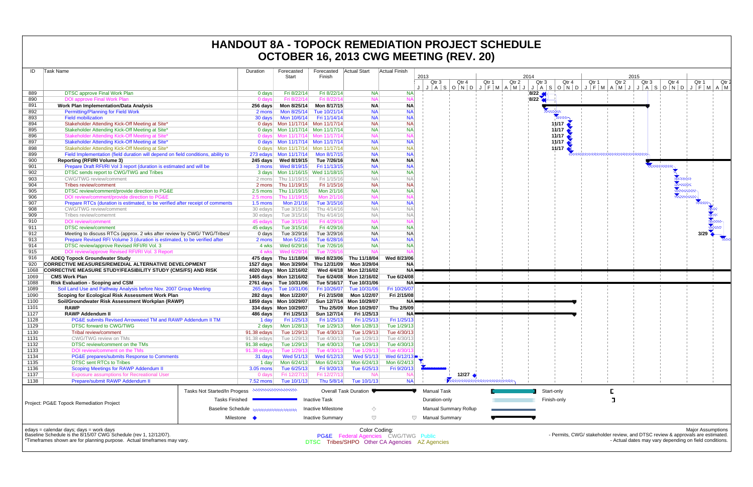# HANDOUT 8A - TOPOCK REMEDIATION PROJECT SCHEDULE
# OCTOBER 16, 2013 CWG MEETING (REV. 20)

| ID | Task Name | Duration | Forecasted Start | Forecasted Finish | Actual Start | Actual Finish |
|---|---|---|---|---|---|---|
| 889 | DTSC approve Final Work Plan | 0 days | Fri 8/22/14 | Fri 8/22/14 | NA | NA |
| 890 | DOI approve Final Work Plan | 0 days | Fri 8/22/14 | Fri 8/22/14 | NA | NA |
| 891 | **Work Plan Implementation/Data Analysis** | **256 days** | **Mon 8/25/14** | **Mon 8/17/15** | **NA** | **NA** |
| 892 | Permitting/Planning for Field Work | 2 mons | Mon 8/25/14 | Tue 10/21/14 | NA | NA |
| 893 | Field mobilization | 30 days | Mon 10/6/14 | Fri 11/14/14 | NA | NA |
| 894 | Stakeholder Attending Kick-Off Meeting at Site* | 0 days | Mon 11/17/14 | Mon 11/17/14 | NA | NA |
| 895 | Stakeholder Attending Kick-Off Meeting at Site* | 0 days | Mon 11/17/14 | Mon 11/17/14 | NA | NA |
| 896 | Stakeholder Attending Kick-Off Meeting at Site* | 0 days | Mon 11/17/14 | Mon 11/17/14 | NA | NA |
| 897 | Stakeholder Attending Kick-Off Meeting at Site* | 0 days | Mon 11/17/14 | Mon 11/17/14 | NA | NA |
| 898 | Stakeholder Attending Kick-Off Meeting at Site* | 0 days | Mon 11/17/14 | Mon 11/17/14 | NA | NA |
| 899 | Field Implementation (field duration will depend on field conditions, ability to | 273 edays | Mon 11/17/14 | Mon 8/17/15 | NA | NA |
| 900 | **Reporting (RFI/RI Volume 3)** | **245 days** | **Wed 8/19/15** | **Tue 7/26/16** | **NA** | **NA** |
| 901 | Prepare Draft RFI/RI Vol 3 report (duration is estimated and will be | 3 mons | Wed 8/19/15 | Fri 11/13/15 | NA | NA |
| 902 | DTSC sends report to CWG/TWG and Tribes | 3 days | Mon 11/16/15 | Wed 11/18/15 | NA | NA |
| 903 | CWG/TWG review/comment | 2 mons | Thu 11/19/15 | Fri 1/15/16 | NA | NA |
| 904 | Tribes review/comment | 2 mons | Thu 11/19/15 | Fri 1/15/16 | NA | NA |
| 905 | DTSC review/comment/provide direction to PG&E | 2.5 mons | Thu 11/19/15 | Mon 2/1/16 | NA | NA |
| 906 | DOI review/comment/provide direction to PG&E | 2.5 mons | Thu 11/19/15 | Mon 2/1/16 | NA | NA |
| 907 | Prepare RTCs (duration is estimated, to be verified after receipt of comments | 1.5 mons | Mon 2/1/16 | Tue 3/15/16 | NA | NA |
| 908 | CWG/TWG review/comment | 30 edays | Tue 3/15/16 | Thu 4/14/16 | NA | NA |
| 909 | Tribes review/comemnt | 30 edays | Tue 3/15/16 | Thu 4/14/16 | NA | NA |
| 910 | DOI review/comment | 45 edays | Tue 3/15/16 | Fri 4/29/16 | NA | NA |
| 911 | DTSC review/comment | 45 edays | Tue 3/15/16 | Fri 4/29/16 | NA | NA |
| 912 | Meeting to discuss RTCs (approx. 2 wks after review by CWG/ TWG/Tribes/ | 0 days | Tue 3/29/16 | Tue 3/29/16 | NA | NA |
| 913 | Prepare Revised RFI Volume 3 (duration is estimated, to be verified after | 2 mons | Mon 5/2/16 | Tue 6/28/16 | NA | NA |
| 914 | DTSC review/approve Revised RFI/RI Vol. 3 | 4 wks | Wed 6/29/16 | Tue 7/26/16 | NA | NA |
| 915 | DOI review/approve Revised RFI/RI Vol. 3 Report | 4 wks | Wed 6/29/16 | Tue 7/26/16 | NA | NA |
| 916 | **ADEQ Topock Groundwater Study** | **475 days** | **Thu 11/18/04** | **Wed 8/23/06** | **Thu 11/18/04** | **Wed 8/23/06** |
| 920 | **CORRECTIVE MEASURES/REMEDIAL ALTERNATIVE DEVELOPMENT** | **1527 days** | **Mon 3/29/04** | **Thu 12/31/09** | **Mon 3/29/04** | **NA** |
| 1068 | **CORRECTIVE MEASURE STUDY/FEASIBILITY STUDY (CMS/FS) AND RISK** | **4020 days** | **Mon 12/16/02** | **Wed 4/4/18** | **Mon 12/16/02** | **NA** |
| 1069 | **CMS Work Plan** | **1465 days** | **Mon 12/16/02** | **Tue 6/24/08** | **Mon 12/16/02** | **Tue 6/24/08** |
| 1088 | **Risk Evaluation - Scoping and CSM** | **2761 days** | **Tue 10/31/06** | **Tue 5/16/17** | **Tue 10/31/06** | **NA** |
| 1089 | Soil Land Use and Pathway Analysis before Nov. 2007 Group Meeting | 265 days | Tue 10/31/06 | Fri 10/26/07 | Tue 10/31/06 | Fri 10/26/07 |
| 1090 | **Scoping for Ecological Risk Assessment Work Plan** | **282 days** | **Mon 1/22/07** | **Fri 2/15/08** | **Mon 1/22/07** | **Fri 2/15/08** |
| 1100 | **Soil/Groundwater Risk Assessment Workplan (RAWP)** | **1859 days** | **Mon 10/29/07** | **Sun 12/7/14** | **Mon 10/29/07** | **NA** |
| 1101 | **RAWP** | **334 days** | **Mon 10/29/07** | **Thu 2/5/09** | **Mon 10/29/07** | **Thu 2/5/09** |
| 1127 | **RAWP Addendum II** | **486 days** | **Fri 1/25/13** | **Sun 12/7/14** | **Fri 1/25/13** | **NA** |
| 1128 | PG&E submits Revised Arrowweed TM and RAWP Addendum II TM | 1 day | Fri 1/25/13 | Fri 1/25/13 | Fri 1/25/13 | Fri 1/25/13 |
| 1129 | DTSC forward to CWG/TWG | 2 days | Mon 1/28/13 | Tue 1/29/13 | Mon 1/28/13 | Tue 1/29/13 |
| 1130 | Tribal review/comment | 91.38 edays | Tue 1/29/13 | Tue 4/30/13 | Tue 1/29/13 | Tue 4/30/13 |
| 1131 | CWG/TWG review on TMs | 91.38 edays | Tue 1/29/13 | Tue 4/30/13 | Tue 1/29/13 | Tue 4/30/13 |
| 1132 | DTSC review/comment on the TMs | 91.38 edays | Tue 1/29/13 | Tue 4/30/13 | Tue 1/29/13 | Tue 4/30/13 |
| 1133 | DOI review/comment on the TMs | 91.38 edays | Tue 1/29/13 | Tue 4/30/13 | Tue 1/29/13 | Tue 4/30/13 |
| 1134 | PG&E prepares/submits Response to Comments | 31 days | Wed 5/1/13 | Wed 6/12/13 | Wed 5/1/13 | Wed 6/12/13 |
| 1135 | DTSC sent RTCs to Tribes | 1 day | Mon 6/24/13 | Mon 6/24/13 | Mon 6/24/13 | Mon 6/24/13 |
| 1136 | Scoping Meetings for RAWP Addendum II | 3.05 mons | Tue 6/25/13 | Fri 9/20/13 | Tue 6/25/13 | Fri 9/20/13 |
| 1137 | Exposure assumptions for Recreational User | 0 days | Fri 12/27/13 | Fri 12/27/13 | NA | NA |
| 1138 | Prepare/submit RAWP Addendum II | 7.52 mons | Tue 10/1/13 | Thu 5/8/14 | Tue 10/1/13 | NA |

Project: PG&E Topock Remediation Project

Legend: Tasks Not Started/In Progess; Tasks Finished; Baseline Schedule; Milestone; Overall Task Duration; Inactive Task; Inactive Milestone; Inactive Summary; Manual Task; Duration-only; Manual Summary Rollup; Manual Summary; Start-only; Finish-only

edays = calendar days; days = work days
Baseline Schedule is the 8/15/07 CWG Schedule (rev 1, 12/12/07).
*Timeframes shown are for planning purpose. Actual timeframes may vary.

Color Coding:
PG&E Federal Agencies CWG/TWG Public
DTSC Tribes/SHPO Other CA Agencies AZ Agencies

Major Assumptions
- Permits, CWG/ stakeholder review, and DTSC review & approvals are estimated.
- Actual dates may vary depending on field conditions.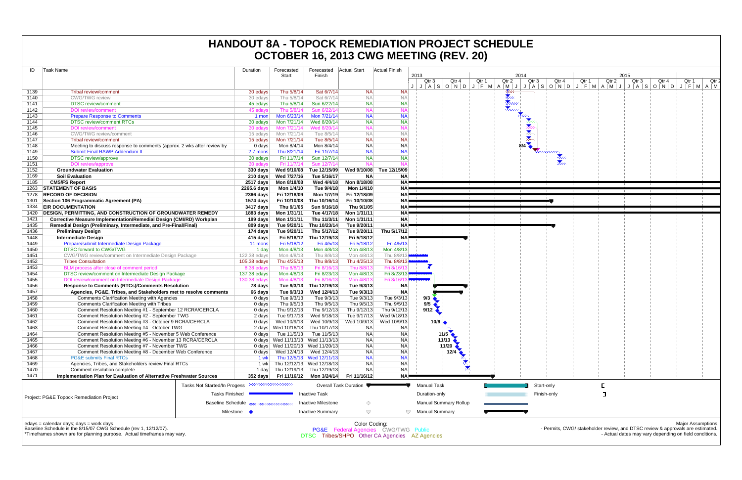# HANDOUT 8A - TOPOCK REMEDIATION PROJECT SCHEDULE
# OCTOBER 16, 2013 CWG MEETING (REV. 20)

| ID | Task Name | Duration | Forecasted Start | Forecasted Finish | Actual Start | Actual Finish |
|---|---|---|---|---|---|---|
| 1139 | Tribal review/comment | 30 edays | Thu 5/8/14 | Sat 6/7/14 | NA | NA |
| 1140 | CWG/TWG review | 30 edays | Thu 5/8/14 | Sat 6/7/14 | NA | NA |
| 1141 | DTSC review/comment | 45 edays | Thu 5/8/14 | Sun 6/22/14 | NA | NA |
| 1142 | DOI review/comment | 45 edays | Thu 5/8/14 | Sun 6/22/14 | NA | NA |
| 1143 | Prepare Response to Comments | 1 mon | Mon 6/23/14 | Mon 7/21/14 | NA | NA |
| 1144 | DTSC review/comment RTCs | 30 edays | Mon 7/21/14 | Wed 8/20/14 | NA | NA |
| 1145 | DOI review/comment | 30 edays | Mon 7/21/14 | Wed 8/20/14 | NA | NA |
| 1146 | CWG/TWG review/comment | 15 edays | Mon 7/21/14 | Tue 8/5/14 | NA | NA |
| 1147 | Tribal review/comment | 15 edays | Mon 7/21/14 | Tue 8/5/14 | NA | NA |
| 1148 | Meeting to discuss response to comments (approx. 2 wks after review by | 0 days | Mon 8/4/14 | Mon 8/4/14 | NA | NA |
| 1149 | Submit Final RAWP Addendum II | 2.7 mons | Thu 8/21/14 | Fri 11/7/14 | NA | NA |
| 1150 | DTSC review/approve | 30 edays | Fri 11/7/14 | Sun 12/7/14 | NA | NA |
| 1151 | DOI review/approve | 30 edays | Fri 11/7/14 | Sun 12/7/14 | NA | NA |
| 1152 | **Groundwater Evaluation** | **330 days** | **Wed 9/10/08** | **Tue 12/15/09** | **Wed 9/10/08** | **Tue 12/15/09** |
| 1169 | **Soil Evaluation** | **210 days** | **Wed 7/27/16** | **Tue 5/16/17** | **NA** | **NA** |
| 1185 | **CMS/FS Report** | **2517 days** | **Mon 8/18/08** | **Wed 4/4/18** | **Mon 8/18/08** | **NA** |
| 1263 | **STATEMENT OF BASIS** | **2265.6 days** | **Mon 1/4/10** | **Tue 9/4/18** | **Mon 1/4/10** | **NA** |
| 1278 | **RECORD OF DECISION** | **2366 days** | **Fri 12/18/09** | **Mon 1/7/19** | **Fri 12/18/09** | **NA** |
| 1301 | **Section 106 Programmatic Agreement (PA)** | **1574 days** | **Fri 10/10/08** | **Thu 10/16/14** | **Fri 10/10/08** | **NA** |
| 1334 | **EIR DOCUMENTATION** | **3417 days** | **Thu 9/1/05** | **Sun 9/16/18** | **Thu 9/1/05** | **NA** |
| 1420 | **DESIGN, PERMITTING, AND CONSTRUCTION OF GROUNDWATER REMEDY** | **1883 days** | **Mon 1/31/11** | **Tue 4/17/18** | **Mon 1/31/11** | **NA** |
| 1421 | **Corrective Measure Implementation/Remedial Design (CMI/RD) Workplan** | **199 days** | **Mon 1/31/11** | **Thu 11/3/11** | **Mon 1/31/11** | **NA** |
| 1435 | **Remedial Design (Preliminary, Intermediate, and Pre-Final/Final)** | **809 days** | **Tue 9/20/11** | **Thu 10/23/14** | **Tue 9/20/11** | **NA** |
| 1436 | **Preliminary Design** | **174 days** | **Tue 9/20/11** | **Thu 5/17/12** | **Tue 9/20/11** | **Thu 5/17/12** |
| 1448 | **Intermediate Design** | **415 days** | **Fri 5/18/12** | **Thu 12/19/13** | **Fri 5/18/12** | **NA** |
| 1449 | Prepare/submit Intermediate Design Package | 11 mons | Fri 5/18/12 | Fri 4/5/13 | Fri 5/18/12 | Fri 4/5/13 |
| 1450 | DTSC forward to CWG/TWG | 1 day | Mon 4/8/13 | Mon 4/8/13 | Mon 4/8/13 | Mon 4/8/13 |
| 1451 | CWG/TWG review/comment on Intermediate Design Package | 122.38 edays | Mon 4/8/13 | Thu 8/8/13 | Mon 4/8/13 | Thu 8/8/13 |
| 1452 | Tribes Consultation | 105.38 edays | Thu 4/25/13 | Thu 8/8/13 | Thu 4/25/13 | Thu 8/8/13 |
| 1453 | BLM process after close of comment period | 8.38 edays | Thu 8/8/13 | Fri 8/16/13 | Thu 8/8/13 | Fri 8/16/13 |
| 1454 | DTSC review/comment on Intermediate Design Package | 137.38 edays | Mon 4/8/13 | Fri 8/23/13 | Mon 4/8/13 | Fri 8/23/13 |
| 1455 | DOI review/comment on Intermediate Design Package | 130.38 edays | Mon 4/8/13 | Fri 8/16/13 | Mon 4/8/13 | Fri 8/16/13 |
| 1456 | **Response to Comments (RTCs)/Comments Resolution** | **78 days** | **Tue 9/3/13** | **Thu 12/19/13** | **Tue 9/3/13** | **NA** |
| 1457 | **Agencies, PG&E, Tribes, and Stakeholders met to resolve comments** | **66 days** | **Tue 9/3/13** | **Wed 12/4/13** | **Tue 9/3/13** | **NA** |
| 1458 | Comments Clarification Meeting with Agencies | 0 days | Tue 9/3/13 | Tue 9/3/13 | Tue 9/3/13 | Tue 9/3/13 |
| 1459 | Comments Clarification Meeting with Tribes | 0 days | Thu 9/5/13 | Thu 9/5/13 | Thu 9/5/13 | Thu 9/5/13 |
| 1460 | Comment Resolution Meeting #1 - September 12 RCRA/CERCLA | 0 days | Thu 9/12/13 | Thu 9/12/13 | Thu 9/12/13 | Thu 9/12/13 |
| 1461 | Comment Resolution Meeting #2 - September TWG | 2 days | Tue 9/17/13 | Wed 9/18/13 | Tue 9/17/13 | Wed 9/18/13 |
| 1462 | Comment Resolution Meeting #3 - October 9 RCRA/CERCLA | 0 days | Wed 10/9/13 | Wed 10/9/13 | Wed 10/9/13 | Wed 10/9/13 |
| 1463 | Comment Resolution Meeting #4 - October TWG | 2 days | Wed 10/16/13 | Thu 10/17/13 | NA | NA |
| 1464 | Comment Resolution Meeting #5 - November 5 Web Conference | 0 days | Tue 11/5/13 | Tue 11/5/13 | NA | NA |
| 1465 | Comment Resolution Meeting #6 - November 13 RCRA/CERCLA | 0 days | Wed 11/13/13 | Wed 11/13/13 | NA | NA |
| 1466 | Comment Resolution Meeting #7 - November TWG | 0 days | Wed 11/20/13 | Wed 11/20/13 | NA | NA |
| 1467 | Comment Resolution Meeting #8 - December Web Conference | 0 days | Wed 12/4/13 | Wed 12/4/13 | NA | NA |
| 1468 | PG&E submits Final RTCs | 1 wk | Thu 12/5/13 | Wed 12/11/13 | NA | NA |
| 1469 | Agencies, Tribes, and Stakeholders review Final RTCs | 1 wk | Thu 12/12/13 | Wed 12/18/13 | NA | NA |
| 1470 | Comment resolution complete | 1 day | Thu 12/19/13 | Thu 12/19/13 | NA | NA |
| 1471 | **Implementation Plan for Evaluation of Alternative Freshwater Sources** | **352 days** | **Fri 11/16/12** | **Mon 3/24/14** | **Fri 11/16/12** | **NA** |

Gantt chart milestone labels: 8/4, 9/3, 9/5, 9/12, 10/9, 11/5, 11/13, 11/20, 12/4

Project: PG&E Topock Remediation Project

Legend: Tasks Not Started/In Progess; Tasks Finished; Baseline Schedule; Milestone; Overall Task Duration; Inactive Task; Inactive Milestone; Inactive Summary; Manual Task; Duration-only; Manual Summary Rollup; Manual Summary; Start-only; Finish-only

edays = calendar days; days = work days
Baseline Schedule is the 8/15/07 CWG Schedule (rev 1, 12/12/07).
*Timeframes shown are for planning purpose. Actual timeframes may vary.

Color Coding:
PG&E Federal Agencies CWG/TWG Public
DTSC Tribes/SHPO Other CA Agencies AZ Agencies

Major Assumptions
- Permits, CWG/ stakeholder review, and DTSC review & approvals are estimated.
- Actual dates may vary depending on field conditions.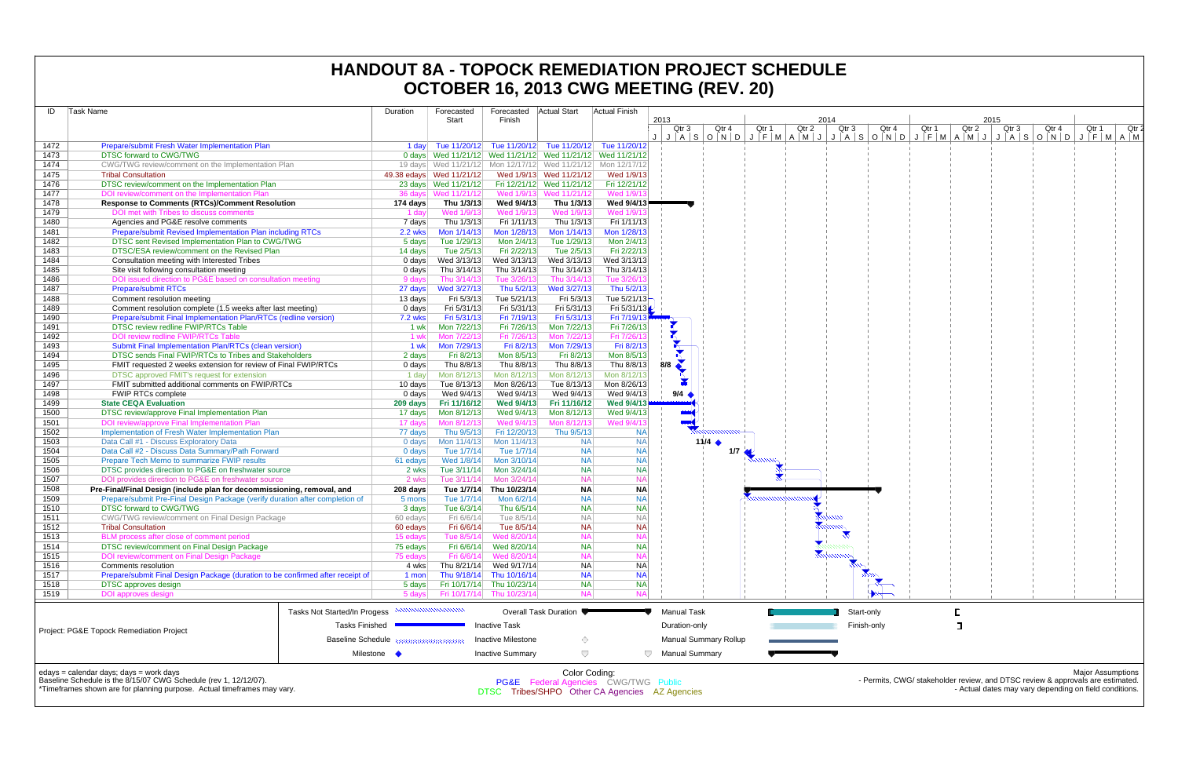# HANDOUT 8A - TOPOCK REMEDIATION PROJECT SCHEDULE
# OCTOBER 16, 2013 CWG MEETING (REV. 20)

| ID | Task Name | Duration | Forecasted Start | Forecasted Finish | Actual Start | Actual Finish |
|---|---|---|---|---|---|---|
| 1472 | Prepare/submit Fresh Water Implementation Plan | 1 day | Tue 11/20/12 | Tue 11/20/12 | Tue 11/20/12 | Tue 11/20/12 |
| 1473 | DTSC forward to CWG/TWG | 0 days | Wed 11/21/12 | Wed 11/21/12 | Wed 11/21/12 | Wed 11/21/12 |
| 1474 | CWG/TWG review/comment on the Implementation Plan | 19 days | Wed 11/21/12 | Mon 12/17/12 | Wed 11/21/12 | Mon 12/17/12 |
| 1475 | Tribal Consultation | 49.38 edays | Wed 11/21/12 | Wed 1/9/13 | Wed 11/21/12 | Wed 1/9/13 |
| 1476 | DTSC review/comment on the Implementation Plan | 23 days | Wed 11/21/12 | Fri 12/21/12 | Wed 11/21/12 | Fri 12/21/12 |
| 1477 | DOI review/comment on the Implementation Plan | 36 days | Wed 11/21/12 | Wed 1/9/13 | Wed 11/21/12 | Wed 1/9/13 |
| 1478 | **Response to Comments (RTCs)/Comment Resolution** | **174 days** | **Thu 1/3/13** | **Wed 9/4/13** | **Thu 1/3/13** | **Wed 9/4/13** |
| 1479 | DOI met with Tribes to discuss comments | 1 day | Wed 1/9/13 | Wed 1/9/13 | Wed 1/9/13 | Wed 1/9/13 |
| 1480 | Agencies and PG&E resolve comments | 7 days | Thu 1/3/13 | Fri 1/11/13 | Thu 1/3/13 | Fri 1/11/13 |
| 1481 | Prepare/submit Revised Implementation Plan including RTCs | 2.2 wks | Mon 1/14/13 | Mon 1/28/13 | Mon 1/14/13 | Mon 1/28/13 |
| 1482 | DTSC sent Revised Implementation Plan to CWG/TWG | 5 days | Tue 1/29/13 | Mon 2/4/13 | Tue 1/29/13 | Mon 2/4/13 |
| 1483 | DTSC/ESA review/comment on the Revised Plan | 14 days | Tue 2/5/13 | Fri 2/22/13 | Tue 2/5/13 | Fri 2/22/13 |
| 1484 | Consultation meeting with Interested Tribes | 0 days | Wed 3/13/13 | Wed 3/13/13 | Wed 3/13/13 | Wed 3/13/13 |
| 1485 | Site visit following consultation meeting | 0 days | Thu 3/14/13 | Thu 3/14/13 | Thu 3/14/13 | Thu 3/14/13 |
| 1486 | DOI issued direction to PG&E based on consultation meeting | 9 days | Thu 3/14/13 | Tue 3/26/13 | Thu 3/14/13 | Tue 3/26/13 |
| 1487 | Prepare/submit RTCs | 27 days | Wed 3/27/13 | Thu 5/2/13 | Wed 3/27/13 | Thu 5/2/13 |
| 1488 | Comment resolution meeting | 13 days | Fri 5/3/13 | Tue 5/21/13 | Fri 5/3/13 | Tue 5/21/13 |
| 1489 | Comment resolution complete (1.5 weeks after last meeting) | 0 days | Fri 5/31/13 | Fri 5/31/13 | Fri 5/31/13 | Fri 5/31/13 |
| 1490 | Prepare/submit Final Implementation Plan/RTCs (redline version) | 7.2 wks | Fri 5/31/13 | Fri 7/19/13 | Fri 5/31/13 | Fri 7/19/13 |
| 1491 | DTSC review redline FWIP/RTCs Table | 1 wk | Mon 7/22/13 | Fri 7/26/13 | Mon 7/22/13 | Fri 7/26/13 |
| 1492 | DOI review redline FWIP/RTCs Table | 1 wk | Mon 7/22/13 | Fri 7/26/13 | Mon 7/22/13 | Fri 7/26/13 |
| 1493 | Submit Final Implementation Plan/RTCs (clean version) | 1 wk | Mon 7/29/13 | Fri 8/2/13 | Mon 7/29/13 | Fri 8/2/13 |
| 1494 | DTSC sends Final FWIP/RTCs to Tribes and Stakeholders | 2 days | Fri 8/2/13 | Mon 8/5/13 | Fri 8/2/13 | Mon 8/5/13 |
| 1495 | FMIT requested 2 weeks extension for review of Final FWIP/RTCs | 0 days | Thu 8/8/13 | Thu 8/8/13 | Thu 8/8/13 | Thu 8/8/13 |
| 1496 | DTSC approved FMIT's request for extension | 1 day | Mon 8/12/13 | Mon 8/12/13 | Mon 8/12/13 | Mon 8/12/13 |
| 1497 | FMIT submitted additional comments on FWIP/RTCs | 10 days | Tue 8/13/13 | Mon 8/26/13 | Tue 8/13/13 | Mon 8/26/13 |
| 1498 | FWIP RTCs complete | 0 days | Wed 9/4/13 | Wed 9/4/13 | Wed 9/4/13 | Wed 9/4/13 |
| 1499 | **State CEQA Evaluation** | **209 days** | **Fri 11/16/12** | **Wed 9/4/13** | **Fri 11/16/12** | **Wed 9/4/13** |
| 1500 | DTSC review/approve Final Implementation Plan | 17 days | Mon 8/12/13 | Wed 9/4/13 | Mon 8/12/13 | Wed 9/4/13 |
| 1501 | DOI review/approve Final Implementation Plan | 17 days | Mon 8/12/13 | Wed 9/4/13 | Mon 8/12/13 | Wed 9/4/13 |
| 1502 | Implementation of Fresh Water Implementation Plan | 77 days | Thu 9/5/13 | Fri 12/20/13 | Thu 9/5/13 | NA |
| 1503 | Data Call #1 - Discuss Exploratory Data | 0 days | Mon 11/4/13 | Mon 11/4/13 | NA | NA |
| 1504 | Data Call #2 - Discuss Data Summary/Path Forward | 0 days | Tue 1/7/14 | Tue 1/7/14 | NA | NA |
| 1505 | Prepare Tech Memo to summarize FWIP results | 61 edays | Wed 1/8/14 | Mon 3/10/14 | NA | NA |
| 1506 | DTSC provides direction to PG&E on freshwater source | 2 wks | Tue 3/11/14 | Mon 3/24/14 | NA | NA |
| 1507 | DOI provides direction to PG&E on freshwater source | 2 wks | Tue 3/11/14 | Mon 3/24/14 | NA | NA |
| 1508 | **Pre-Final/Final Design (include plan for decommissioning, removal, and** | **208 days** | **Tue 1/7/14** | **Thu 10/23/14** | **NA** | **NA** |
| 1509 | Prepare/submit Pre-Final Design Package (verify duration after completion of | 5 mons | Tue 1/7/14 | Mon 6/2/14 | NA | NA |
| 1510 | DTSC forward to CWG/TWG | 3 days | Tue 6/3/14 | Thu 6/5/14 | NA | NA |
| 1511 | CWG/TWG review/comment on Final Design Package | 60 edays | Fri 6/6/14 | Tue 8/5/14 | NA | NA |
| 1512 | Tribal Consultation | 60 edays | Fri 6/6/14 | Tue 8/5/14 | NA | NA |
| 1513 | BLM process after close of comment period | 15 edays | Tue 8/5/14 | Wed 8/20/14 | NA | NA |
| 1514 | DTSC review/comment on Final Design Package | 75 edays | Fri 6/6/14 | Wed 8/20/14 | NA | NA |
| 1515 | DOI review/comment on Final Design Package | 75 edays | Fri 6/6/14 | Wed 8/20/14 | NA | NA |
| 1516 | Comments resolution | 4 wks | Thu 8/21/14 | Wed 9/17/14 | NA | NA |
| 1517 | Prepare/submit Final Design Package (duration to be confirmed after receipt of | 1 mon | Thu 9/18/14 | Thu 10/16/14 | NA | NA |
| 1518 | DTSC approves design | 5 days | Fri 10/17/14 | Thu 10/23/14 | NA | NA |
| 1519 | DOI approves design | 5 days | Fri 10/17/14 | Thu 10/23/14 | NA | NA |

Chart milestone labels: 8/8, 9/4, 11/4, 1/7

Project: PG&E Topock Remediation Project

Legend: Tasks Not Started/In Progess; Tasks Finished; Baseline Schedule; Milestone; Overall Task Duration; Inactive Task; Inactive Milestone; Inactive Summary; Manual Task; Duration-only; Manual Summary Rollup; Manual Summary; Start-only; Finish-only

edays = calendar days; days = work days
Baseline Schedule is the 8/15/07 CWG Schedule (rev 1, 12/12/07).
*Timeframes shown are for planning purpose. Actual timeframes may vary.

Color Coding:
PG&E Federal Agencies CWG/TWG Public
DTSC Tribes/SHPO Other CA Agencies AZ Agencies

Major Assumptions
- Permits, CWG/ stakeholder review, and DTSC review & approvals are estimated.
- Actual dates may vary depending on field conditions.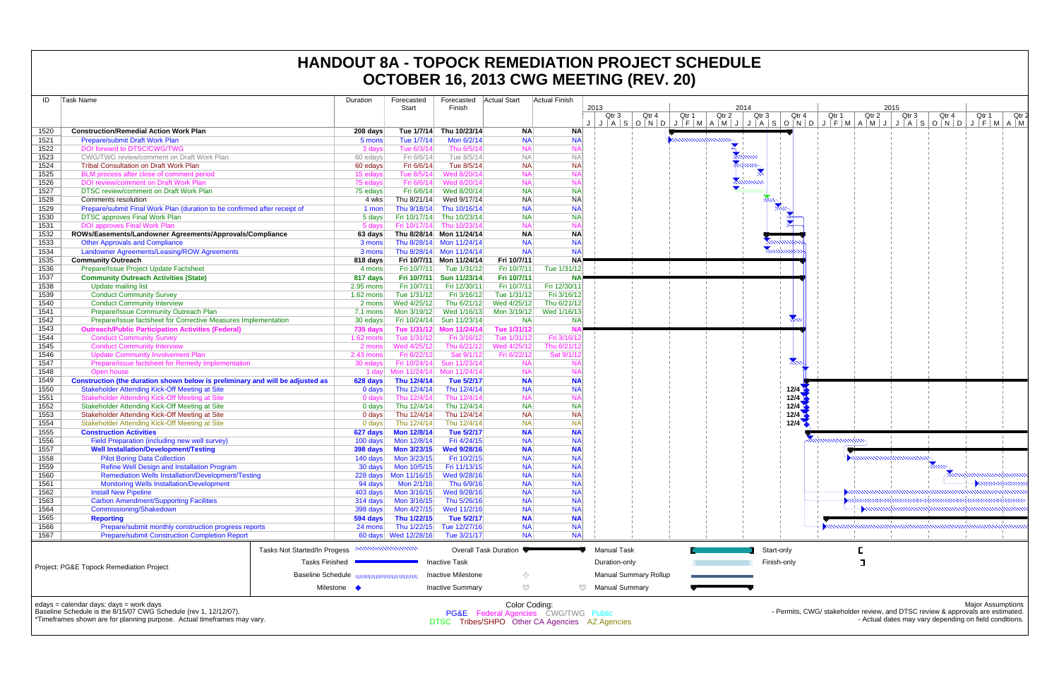# HANDOUT 8A - TOPOCK REMEDIATION PROJECT SCHEDULE
# OCTOBER 16, 2013 CWG MEETING (REV. 20)

| ID | Task Name | Duration | Forecasted Start | Forecasted Finish | Actual Start | Actual Finish |
|---|---|---|---|---|---|---|
| 1520 | **Construction/Remedial Action Work Plan** | **208 days** | **Tue 1/7/14** | **Thu 10/23/14** | **NA** | **NA** |
| 1521 | Prepare/submit Draft Work Plan | 5 mons | Tue 1/7/14 | Mon 6/2/14 | NA | NA |
| 1522 | DOI forward to DTSC/CWG/TWG | 3 days | Tue 6/3/14 | Thu 6/5/14 | NA | NA |
| 1523 | CWG/TWG review/comment on Draft Work Plan | 60 edays | Fri 6/6/14 | Tue 8/5/14 | NA | NA |
| 1524 | Tribal Consultation on Draft Work Plan | 60 edays | Fri 6/6/14 | Tue 8/5/14 | NA | NA |
| 1525 | BLM process after close of comment period | 15 edays | Tue 8/5/14 | Wed 8/20/14 | NA | NA |
| 1526 | DOI review/comment on Draft Work Plan | 75 edays | Fri 6/6/14 | Wed 8/20/14 | NA | NA |
| 1527 | DTSC review/comment on Draft Work Plan | 75 edays | Fri 6/6/14 | Wed 8/20/14 | NA | NA |
| 1528 | Comments resolution | 4 wks | Thu 8/21/14 | Wed 9/17/14 | NA | NA |
| 1529 | Prepare/submit Final Work Plan (duration to be confirmed after receipt of | 1 mon | Thu 9/18/14 | Thu 10/16/14 | NA | NA |
| 1530 | DTSC approves Final Work Plan | 5 days | Fri 10/17/14 | Thu 10/23/14 | NA | NA |
| 1531 | DOI approves Final Work Plan | 5 days | Fri 10/17/14 | Thu 10/23/14 | NA | NA |
| 1532 | **ROWs/Easements/Landowner Agreements/Approvals/Compliance** | **63 days** | **Thu 8/28/14** | **Mon 11/24/14** | **NA** | **NA** |
| 1533 | Other Approvals and Compliance | 3 mons | Thu 8/28/14 | Mon 11/24/14 | NA | NA |
| 1534 | Landowner Agreements/Leasing/ROW Agreements | 3 mons | Thu 8/28/14 | Mon 11/24/14 | NA | NA |
| 1535 | **Community Outreach** | **818 days** | **Fri 10/7/11** | **Mon 11/24/14** | **Fri 10/7/11** | **NA** |
| 1536 | Prepare/Issue Project Update Factsheet | 4 mons | Fri 10/7/11 | Tue 1/31/12 | Fri 10/7/11 | Tue 1/31/12 |
| 1537 | **Community Outreach Activities (State)** | **817 days** | **Fri 10/7/11** | **Sun 11/23/14** | **Fri 10/7/11** | **NA** |
| 1538 | Update mailing list | 2.95 mons | Fri 10/7/11 | Fri 12/30/11 | Fri 10/7/11 | Fri 12/30/11 |
| 1539 | Conduct Community Survey | 1.62 mons | Tue 1/31/12 | Fri 3/16/12 | Tue 1/31/12 | Fri 3/16/12 |
| 1540 | Conduct Community Interview | 2 mons | Wed 4/25/12 | Thu 6/21/12 | Wed 4/25/12 | Thu 6/21/12 |
| 1541 | Prepare/Issue Community Outreach Plan | 7.1 mons | Mon 3/19/12 | Wed 1/16/13 | Mon 3/19/12 | Wed 1/16/13 |
| 1542 | Prepare/Issue factsheet for Corrective Measures Implementation | 30 edays | Fri 10/24/14 | Sun 11/23/14 | NA | NA |
| 1543 | **Outreach/Public Participation Activities (Federal)** | **735 days** | **Tue 1/31/12** | **Mon 11/24/14** | **Tue 1/31/12** | **NA** |
| 1544 | Conduct Community Survey | 1.62 mons | Tue 1/31/12 | Fri 3/16/12 | Tue 1/31/12 | Fri 3/16/12 |
| 1545 | Conduct Community Interview | 2 mons | Wed 4/25/12 | Thu 6/21/12 | Wed 4/25/12 | Thu 6/21/12 |
| 1546 | Update Community Involvement Plan | 2.43 mons | Fri 6/22/12 | Sat 9/1/12 | Fri 6/22/12 | Sat 9/1/12 |
| 1547 | Prepare/issue factsheet for Remedy Implementation | 30 edays | Fri 10/24/14 | Sun 11/23/14 | NA | NA |
| 1548 | Open house | 1 day | Mon 11/24/14 | Mon 11/24/14 | NA | NA |
| 1549 | **Construction (the duration shown below is preliminary and will be adjusted as** | **628 days** | **Thu 12/4/14** | **Tue 5/2/17** | **NA** | **NA** |
| 1550 | Stakeholder Attending Kick-Off Meeting at Site | 0 days | Thu 12/4/14 | Thu 12/4/14 | NA | NA |
| 1551 | Stakeholder Attending Kick-Off Meeting at Site | 0 days | Thu 12/4/14 | Thu 12/4/14 | NA | NA |
| 1552 | Stakeholder Attending Kick-Off Meeting at Site | 0 days | Thu 12/4/14 | Thu 12/4/14 | NA | NA |
| 1553 | Stakeholder Attending Kick-Off Meeting at Site | 0 days | Thu 12/4/14 | Thu 12/4/14 | NA | NA |
| 1554 | Stakeholder Attending Kick-Off Meeting at Site | 0 days | Thu 12/4/14 | Thu 12/4/14 | NA | NA |
| 1555 | **Construction Activities** | **627 days** | **Mon 12/8/14** | **Tue 5/2/17** | **NA** | **NA** |
| 1556 | Field Preparation (including new well survey) | 100 days | Mon 12/8/14 | Fri 4/24/15 | NA | NA |
| 1557 | **Well Installation/Development/Testing** | **398 days** | **Mon 3/23/15** | **Wed 9/28/16** | **NA** | **NA** |
| 1558 | Pilot Boring Data Collection | 140 days | Mon 3/23/15 | Fri 10/2/15 | NA | NA |
| 1559 | Refine Well Design and Installation Program | 30 days | Mon 10/5/15 | Fri 11/13/15 | NA | NA |
| 1560 | Remediation Wells Installation/Development/Testing | 228 days | Mon 11/16/15 | Wed 9/28/16 | NA | NA |
| 1561 | Monitoring Wells Installation/Development | 94 days | Mon 2/1/16 | Thu 6/9/16 | NA | NA |
| 1562 | Install New Pipeline | 403 days | Mon 3/16/15 | Wed 9/28/16 | NA | NA |
| 1563 | Carbon Amendment/Supporting Facilities | 314 days | Mon 3/16/15 | Thu 5/26/16 | NA | NA |
| 1564 | Commissioning/Shakedown | 398 days | Mon 4/27/15 | Wed 11/2/16 | NA | NA |
| 1565 | **Reporting** | **594 days** | **Thu 1/22/15** | **Tue 5/2/17** | **NA** | **NA** |
| 1566 | Prepare/submit monthly construction progress reports | 24 mons | Thu 1/22/15 | Tue 12/27/16 | NA | NA |
| 1567 | Prepare/submit Construction Completion Report | 60 days | Wed 12/28/16 | Tue 3/21/17 | NA | NA |

Project: PG&E Topock Remediation Project

Legend: Tasks Not Started/In Progress; Tasks Finished; Baseline Schedule; Milestone; Overall Task Duration; Inactive Task; Inactive Milestone; Inactive Summary; Manual Task; Duration-only; Manual Summary Rollup; Manual Summary; Start-only; Finish-only

edays = calendar days; days = work days
Baseline Schedule is the 8/15/07 CWG Schedule (rev 1, 12/12/07).
*Timeframes shown are for planning purpose. Actual timeframes may vary.

Color Coding:
PG&E  Federal Agencies  CWG/TWG  Public
DTSC  Tribes/SHPO  Other CA Agencies  AZ Agencies

Major Assumptions
- Permits, CWG/ stakeholder review, and DTSC review & approvals are estimated.
- Actual dates may vary depending on field conditions.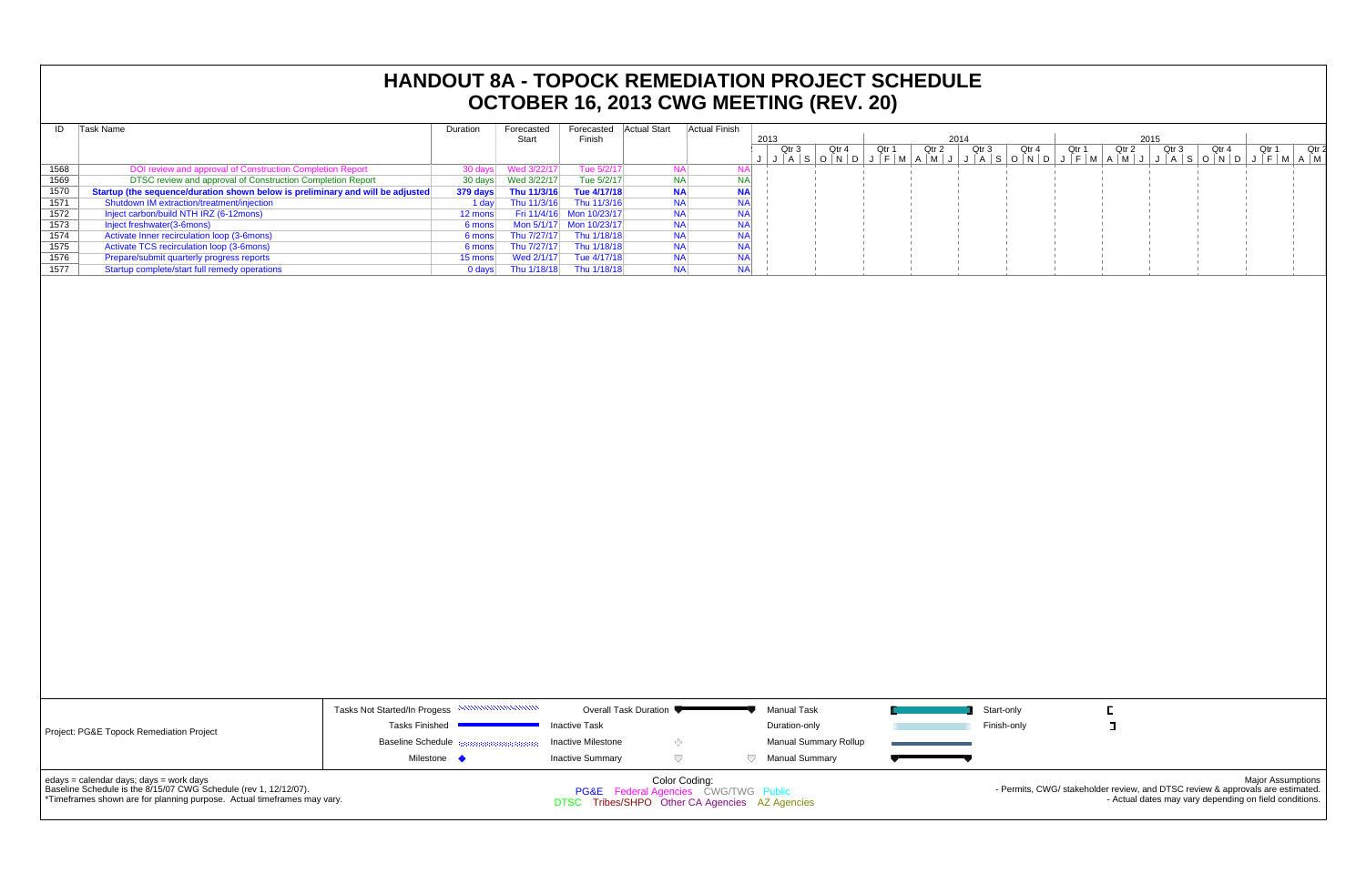# HANDOUT 8A - TOPOCK REMEDIATION PROJECT SCHEDULE
# OCTOBER 16, 2013 CWG MEETING (REV. 20)

| ID | Task Name | Duration | Forecasted Start | Forecasted Finish | Actual Start | Actual Finish |
|---|---|---|---|---|---|---|
| 1568 | DOI review and approval of Construction Completion Report | 30 days | Wed 3/22/17 | Tue 5/2/17 | NA | NA |
| 1569 | DTSC review and approval of Construction Completion Report | 30 days | Wed 3/22/17 | Tue 5/2/17 | NA | NA |
| 1570 | **Startup (the sequence/duration shown below is preliminary and will be adjusted** | **379 days** | **Thu 11/3/16** | **Tue 4/17/18** | **NA** | **NA** |
| 1571 | Shutdown IM extraction/treatment/injection | 1 day | Thu 11/3/16 | Thu 11/3/16 | NA | NA |
| 1572 | Inject carbon/build NTH IRZ (6-12mons) | 12 mons | Fri 11/4/16 | Mon 10/23/17 | NA | NA |
| 1573 | Inject freshwater(3-6mons) | 6 mons | Mon 5/1/17 | Mon 10/23/17 | NA | NA |
| 1574 | Activate Inner recirculation loop (3-6mons) | 6 mons | Thu 7/27/17 | Thu 1/18/18 | NA | NA |
| 1575 | Activate TCS recirculation loop (3-6mons) | 6 mons | Thu 7/27/17 | Thu 1/18/18 | NA | NA |
| 1576 | Prepare/submit quarterly progress reports | 15 mons | Wed 2/1/17 | Tue 4/17/18 | NA | NA |
| 1577 | Startup complete/start full remedy operations | 0 days | Thu 1/18/18 | Thu 1/18/18 | NA | NA |

2013 Qtr 3 Qtr 4 | 2014 Qtr 1 Qtr 2 Qtr 3 Qtr 4 | 2015 Qtr 1 Qtr 2 Qtr 3 Qtr 4 | Qtr 1 Qtr 2

Project: PG&E Topock Remediation Project

Tasks Not Started/In Progess | Tasks Finished | Baseline Schedule | Milestone | Overall Task Duration | Inactive Task | Inactive Milestone | Inactive Summary | Manual Task | Duration-only | Manual Summary Rollup | Manual Summary | Start-only | Finish-only

edays = calendar days; days = work days
Baseline Schedule is the 8/15/07 CWG Schedule (rev 1, 12/12/07).
*Timeframes shown are for planning purpose. Actual timeframes may vary.

Color Coding:
PG&E Federal Agencies CWG/TWG Public
DTSC Tribes/SHPO Other CA Agencies AZ Agencies

Major Assumptions
- Permits, CWG/ stakeholder review, and DTSC review & approvals are estimated.
- Actual dates may vary depending on field conditions.